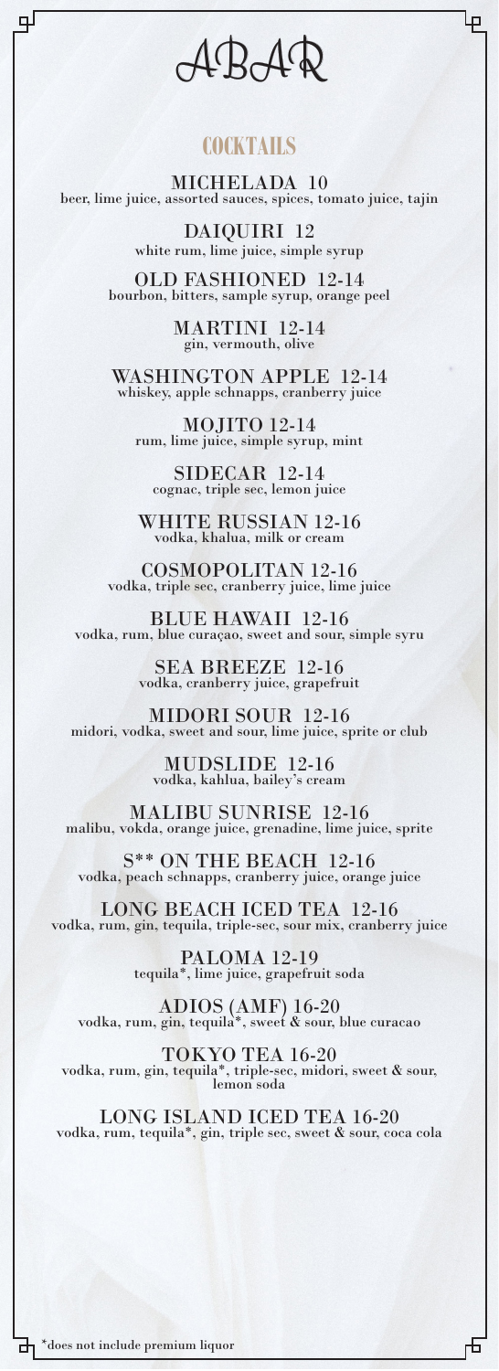# ABAR

## COCKTAILS

**MICHELADA 10**
beer, lime juice, assorted sauces, spices, tomato juice, tajin

**DAIQUIRI 12**
white rum, lime juice, simple syrup

**OLD FASHIONED 12-14**
bourbon, bitters, sample syrup, orange peel

**MARTINI 12-14**
gin, vermouth, olive

**WASHINGTON APPLE 12-14**
whiskey, apple schnapps, cranberry juice

**MOJITO 12-14**
rum, lime juice, simple syrup, mint

**SIDECAR 12-14**
cognac, triple sec, lemon juice

**WHITE RUSSIAN 12-16**
vodka, khalua, milk or cream

**COSMOPOLITAN 12-16**
vodka, triple sec, cranberry juice, lime juice

**BLUE HAWAII 12-16**
vodka, rum, blue curaçao, sweet and sour, simple syru

**SEA BREEZE 12-16**
vodka, cranberry juice, grapefruit

**MIDORI SOUR 12-16**
midori, vodka, sweet and sour, lime juice, sprite or club

**MUDSLIDE 12-16**
vodka, kahlua, bailey's cream

**MALIBU SUNRISE 12-16**
malibu, vokda, orange juice, grenadine, lime juice, sprite

**S** ON THE BEACH 12-16**
vodka, peach schnapps, cranberry juice, orange juice

**LONG BEACH ICED TEA 12-16**
vodka, rum, gin, tequila, triple-sec, sour mix, cranberry juice

**PALOMA 12-19**
tequila*, lime juice, grapefruit soda

**ADIOS (AMF) 16-20**
vodka, rum, gin, tequila*, sweet & sour, blue curacao

**TOKYO TEA 16-20**
vodka, rum, gin, tequila*, triple-sec, midori, sweet & sour, lemon soda

**LONG ISLAND ICED TEA 16-20**
vodka, rum, tequila*, gin, triple sec, sweet & sour, coca cola

*does not include premium liquor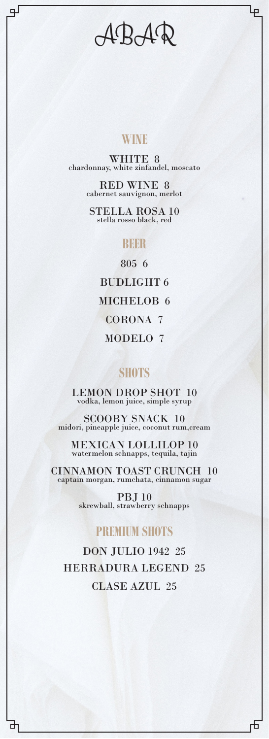# ABAR

## WINE

**WHITE 8**
chardonnay, white zinfandel, moscato

**RED WINE 8**
cabernet sauvignon, merlot

**STELLA ROSA 10**
stella rosso black, red

## BEER

805 6

BUDLIGHT 6

MICHELOB 6

CORONA 7

MODELO 7

## SHOTS

**LEMON DROP SHOT 10**
vodka, lemon juice, simple syrup

**SCOOBY SNACK 10**
midori, pineapple juice, coconut rum,cream

**MEXICAN LOLLILOP 10**
watermelon schnapps, tequila, tajin

**CINNAMON TOAST CRUNCH 10**
captain morgan, rumchata, cinnamon sugar

**PBJ 10**
skrewball, strawberry schnapps

## PREMIUM SHOTS

DON JULIO 1942 25

HERRADURA LEGEND 25

CLASE AZUL 25